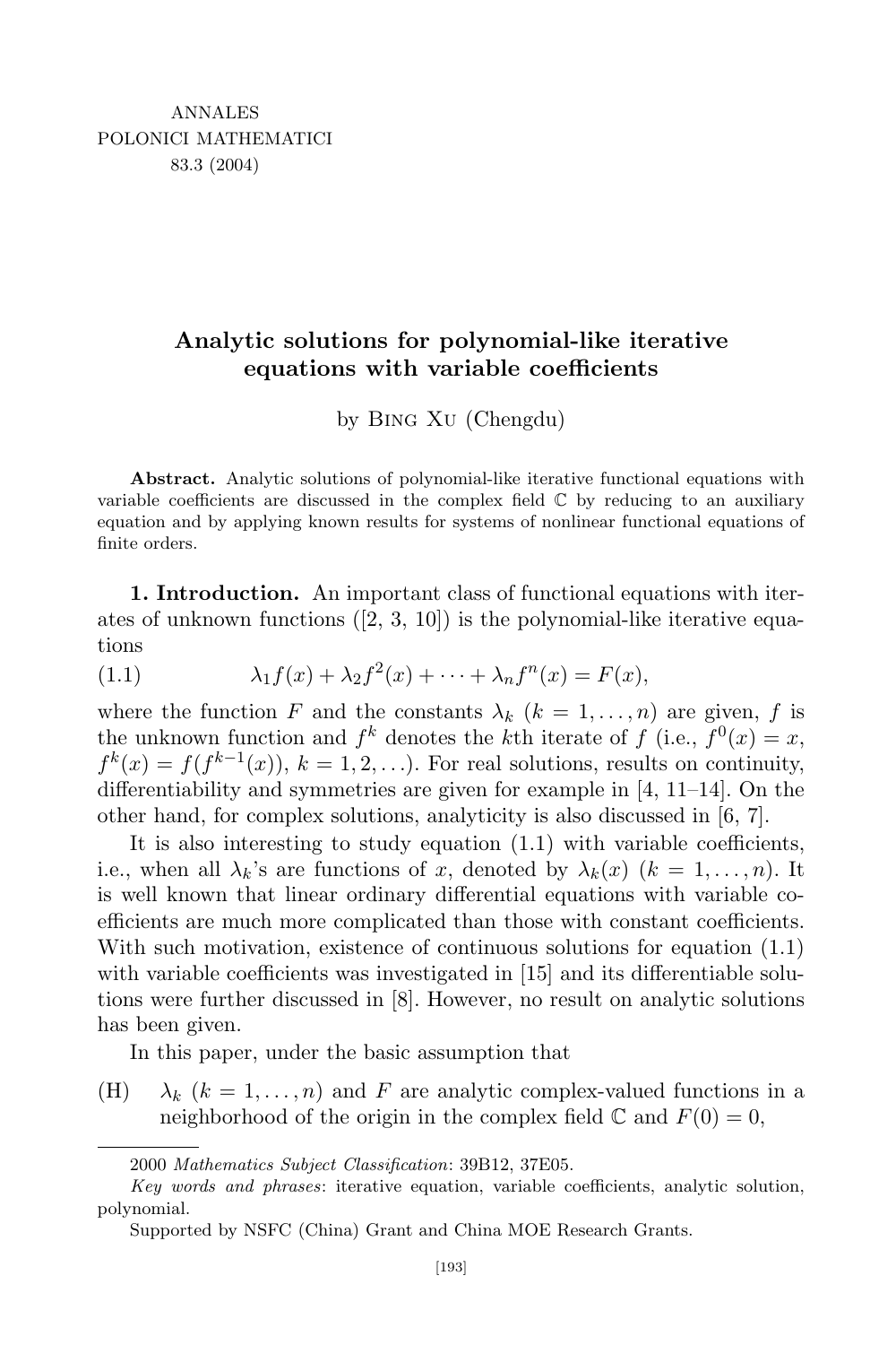ANNALES
POLONICI MATHEMATICI
83.3 (2004)

# Analytic solutions for polynomial-like iterative equations with variable coefficients

by Bing Xu (Chengdu)

**Abstract.** Analytic solutions of polynomial-like iterative functional equations with variable coefficients are discussed in the complex field $\mathbb{C}$ by reducing to an auxiliary equation and by applying known results for systems of nonlinear functional equations of finite orders.

**1. Introduction.** An important class of functional equations with iterates of unknown functions ([2, 3, 10]) is the polynomial-like iterative equations

$$\lambda_1 f(x) + \lambda_2 f^2(x) + \cdots + \lambda_n f^n(x) = F(x), \tag{1.1}$$

where the function $F$ and the constants $\lambda_k$ ($k = 1, \ldots, n$) are given, $f$ is the unknown function and $f^k$ denotes the $k$th iterate of $f$ (i.e., $f^0(x) = x$, $f^k(x) = f(f^{k-1}(x))$, $k = 1, 2, \ldots$). For real solutions, results on continuity, differentiability and symmetries are given for example in [4, 11–14]. On the other hand, for complex solutions, analyticity is also discussed in [6, 7].

It is also interesting to study equation (1.1) with variable coefficients, i.e., when all $\lambda_k$'s are functions of $x$, denoted by $\lambda_k(x)$ ($k = 1, \ldots, n$). It is well known that linear ordinary differential equations with variable coefficients are much more complicated than those with constant coefficients. With such motivation, existence of continuous solutions for equation (1.1) with variable coefficients was investigated in [15] and its differentiable solutions were further discussed in [8]. However, no result on analytic solutions has been given.

In this paper, under the basic assumption that

(H) $\lambda_k$ ($k = 1, \ldots, n$) and $F$ are analytic complex-valued functions in a neighborhood of the origin in the complex field $\mathbb{C}$ and $F(0) = 0$,

---

2000 *Mathematics Subject Classification*: 39B12, 37E05.

*Key words and phrases*: iterative equation, variable coefficients, analytic solution, polynomial.

Supported by NSFC (China) Grant and China MOE Research Grants.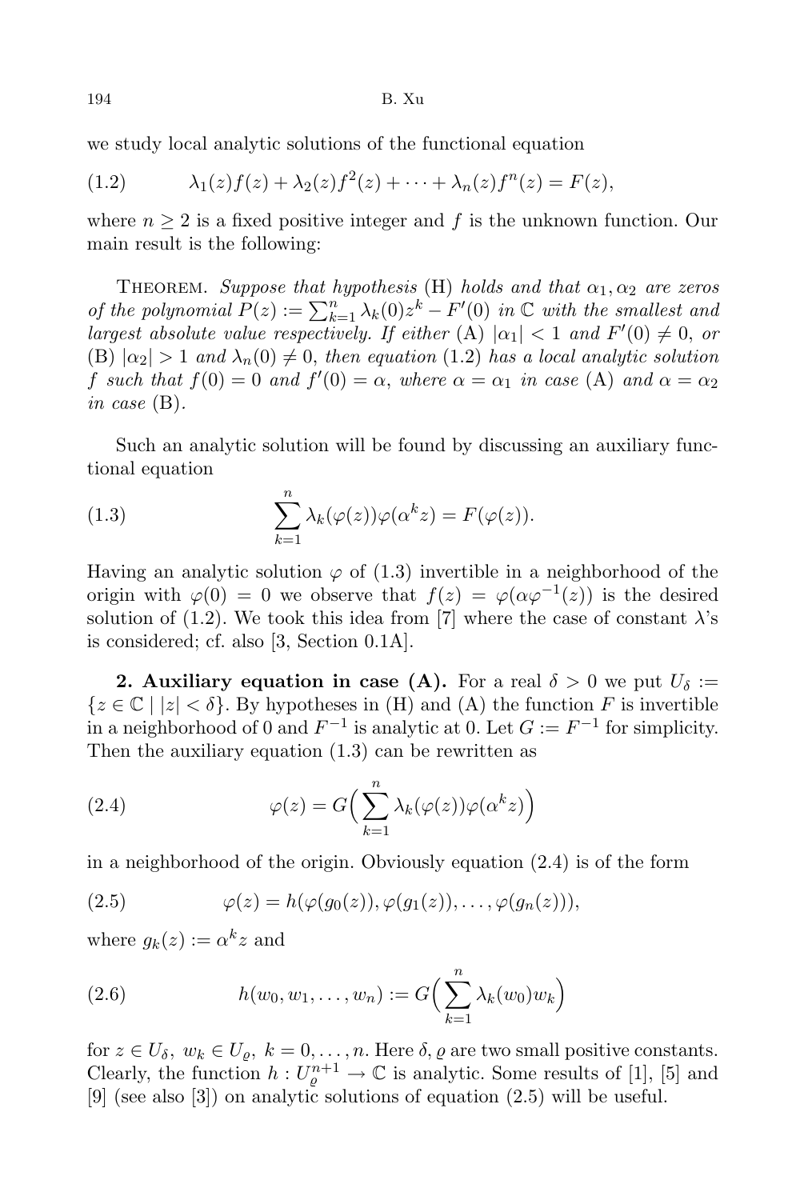we study local analytic solutions of the functional equation

$$\lambda_1(z)f(z) + \lambda_2(z)f^2(z) + \cdots + \lambda_n(z)f^n(z) = F(z), \tag{1.2}$$

where $n \geq 2$ is a fixed positive integer and $f$ is the unknown function. Our main result is the following:

THEOREM. *Suppose that hypothesis* (H) *holds and that* $\alpha_1, \alpha_2$ *are zeros of the polynomial* $P(z) := \sum_{k=1}^{n} \lambda_k(0)z^k - F'(0)$ *in* $\mathbb{C}$ *with the smallest and largest absolute value respectively. If either* (A) $|\alpha_1| < 1$ *and* $F'(0) \neq 0$, *or* (B) $|\alpha_2| > 1$ *and* $\lambda_n(0) \neq 0$, *then equation* (1.2) *has a local analytic solution* $f$ *such that* $f(0) = 0$ *and* $f'(0) = \alpha$, *where* $\alpha = \alpha_1$ *in case* (A) *and* $\alpha = \alpha_2$ *in case* (B).

Such an analytic solution will be found by discussing an auxiliary functional equation

$$\sum_{k=1}^{n} \lambda_k(\varphi(z))\varphi(\alpha^k z) = F(\varphi(z)). \tag{1.3}$$

Having an analytic solution $\varphi$ of (1.3) invertible in a neighborhood of the origin with $\varphi(0) = 0$ we observe that $f(z) = \varphi(\alpha\varphi^{-1}(z))$ is the desired solution of (1.2). We took this idea from [7] where the case of constant $\lambda$'s is considered; cf. also [3, Section 0.1A].

**2. Auxiliary equation in case (A).** For a real $\delta > 0$ we put $U_\delta := \{z \in \mathbb{C} \mid |z| < \delta\}$. By hypotheses in (H) and (A) the function $F$ is invertible in a neighborhood of 0 and $F^{-1}$ is analytic at 0. Let $G := F^{-1}$ for simplicity. Then the auxiliary equation (1.3) can be rewritten as

$$\varphi(z) = G\Big(\sum_{k=1}^{n} \lambda_k(\varphi(z))\varphi(\alpha^k z)\Big) \tag{2.4}$$

in a neighborhood of the origin. Obviously equation (2.4) is of the form

$$\varphi(z) = h(\varphi(g_0(z)), \varphi(g_1(z)), \ldots, \varphi(g_n(z))), \tag{2.5}$$

where $g_k(z) := \alpha^k z$ and

$$h(w_0, w_1, \ldots, w_n) := G\Big(\sum_{k=1}^{n} \lambda_k(w_0)w_k\Big) \tag{2.6}$$

for $z \in U_\delta$, $w_k \in U_\varrho$, $k = 0, \ldots, n$. Here $\delta, \varrho$ are two small positive constants. Clearly, the function $h : U_\varrho^{n+1} \to \mathbb{C}$ is analytic. Some results of [1], [5] and [9] (see also [3]) on analytic solutions of equation (2.5) will be useful.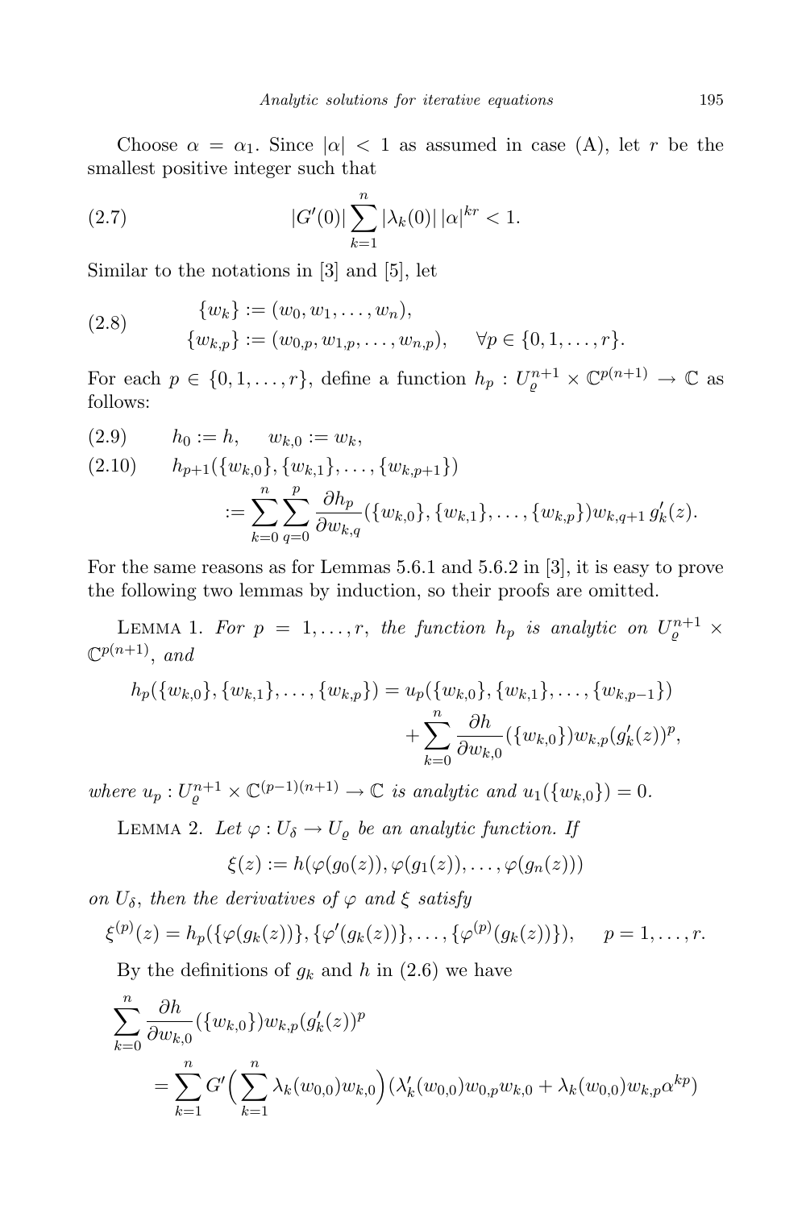Choose $\alpha = \alpha_1$. Since $|\alpha| < 1$ as assumed in case (A), let $r$ be the smallest positive integer such that

$$|G'(0)| \sum_{k=1}^{n} |\lambda_k(0)|\, |\alpha|^{kr} < 1. \tag{2.7}$$

Similar to the notations in [3] and [5], let

$$\begin{aligned} \{w_k\} &:= (w_0, w_1, \ldots, w_n), \\ \{w_{k,p}\} &:= (w_{0,p}, w_{1,p}, \ldots, w_{n,p}), \quad \forall p \in \{0, 1, \ldots, r\}. \end{aligned} \tag{2.8}$$

For each $p \in \{0, 1, \ldots, r\}$, define a function $h_p : U_\varrho^{n+1} \times \mathbb{C}^{p(n+1)} \to \mathbb{C}$ as follows:

$$h_0 := h, \quad w_{k,0} := w_k, \tag{2.9}$$

$$\begin{aligned} &h_{p+1}(\{w_{k,0}\}, \{w_{k,1}\}, \ldots, \{w_{k,p+1}\}) \\ &\quad := \sum_{k=0}^{n} \sum_{q=0}^{p} \frac{\partial h_p}{\partial w_{k,q}}(\{w_{k,0}\}, \{w_{k,1}\}, \ldots, \{w_{k,p}\}) w_{k,q+1}\, g_k'(z). \end{aligned} \tag{2.10}$$

For the same reasons as for Lemmas 5.6.1 and 5.6.2 in [3], it is easy to prove the following two lemmas by induction, so their proofs are omitted.

**Lemma 1.** *For $p = 1, \ldots, r$, the function $h_p$ is analytic on $U_\varrho^{n+1} \times \mathbb{C}^{p(n+1)}$, and*

$$\begin{aligned} h_p(\{w_{k,0}\}, \{w_{k,1}\}, \ldots, \{w_{k,p}\}) &= u_p(\{w_{k,0}\}, \{w_{k,1}\}, \ldots, \{w_{k,p-1}\}) \\ &\quad + \sum_{k=0}^{n} \frac{\partial h}{\partial w_{k,0}}(\{w_{k,0}\}) w_{k,p} (g_k'(z))^p, \end{aligned}$$

*where $u_p : U_\varrho^{n+1} \times \mathbb{C}^{(p-1)(n+1)} \to \mathbb{C}$ is analytic and $u_1(\{w_{k,0}\}) = 0$.*

**Lemma 2.** *Let $\varphi : U_\delta \to U_\varrho$ be an analytic function. If*

$$\xi(z) := h(\varphi(g_0(z)), \varphi(g_1(z)), \ldots, \varphi(g_n(z)))$$

*on $U_\delta$, then the derivatives of $\varphi$ and $\xi$ satisfy*

$$\xi^{(p)}(z) = h_p(\{\varphi(g_k(z))\}, \{\varphi'(g_k(z))\}, \ldots, \{\varphi^{(p)}(g_k(z))\}), \quad p = 1, \ldots, r.$$

By the definitions of $g_k$ and $h$ in (2.6) we have

$$\begin{aligned} &\sum_{k=0}^{n} \frac{\partial h}{\partial w_{k,0}}(\{w_{k,0}\}) w_{k,p} (g_k'(z))^p \\ &\quad = \sum_{k=1}^{n} G'\Big(\sum_{k=1}^{n} \lambda_k(w_{0,0}) w_{k,0}\Big) (\lambda_k'(w_{0,0}) w_{0,p} w_{k,0} + \lambda_k(w_{0,0}) w_{k,p} \alpha^{kp}) \end{aligned}$$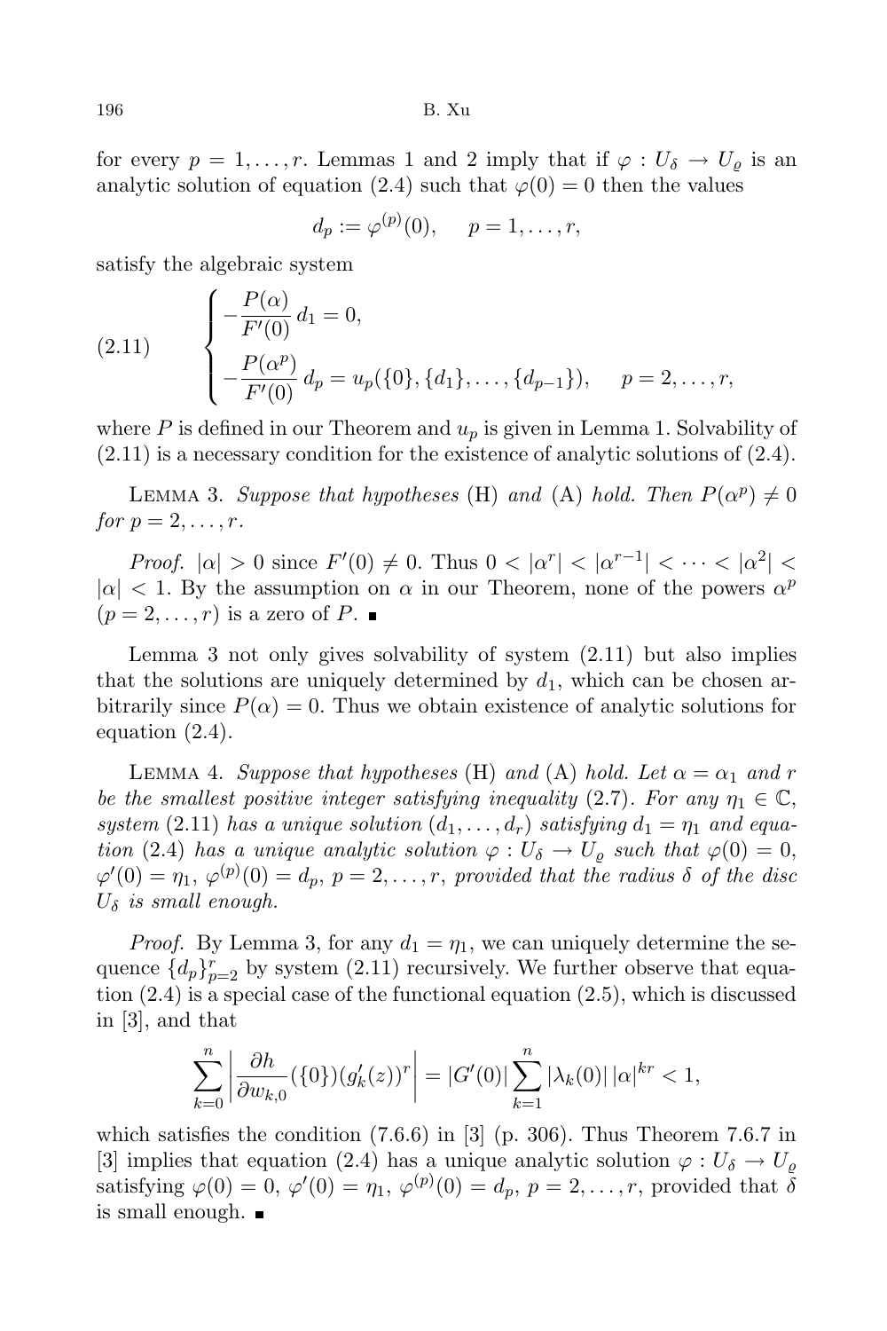for every $p = 1, \dots, r$. Lemmas 1 and 2 imply that if $\varphi : U_\delta \to U_\varrho$ is an analytic solution of equation (2.4) such that $\varphi(0) = 0$ then the values

$$d_p := \varphi^{(p)}(0), \quad p = 1, \dots, r,$$

satisfy the algebraic system

$$\begin{cases} -\dfrac{P(\alpha)}{F'(0)}\, d_1 = 0, \\ -\dfrac{P(\alpha^p)}{F'(0)}\, d_p = u_p(\{0\}, \{d_1\}, \dots, \{d_{p-1}\}), \quad p = 2, \dots, r, \end{cases} \tag{2.11}$$

where $P$ is defined in our Theorem and $u_p$ is given in Lemma 1. Solvability of (2.11) is a necessary condition for the existence of analytic solutions of (2.4).

Lemma 3. *Suppose that hypotheses* (H) *and* (A) *hold. Then $P(\alpha^p) \neq 0$ for $p = 2, \dots, r$.*

*Proof.* $|\alpha| > 0$ since $F'(0) \neq 0$. Thus $0 < |\alpha^r| < |\alpha^{r-1}| < \dots < |\alpha^2| < |\alpha| < 1$. By the assumption on $\alpha$ in our Theorem, none of the powers $\alpha^p$ ($p = 2, \dots, r$) is a zero of $P$. ∎

Lemma 3 not only gives solvability of system (2.11) but also implies that the solutions are uniquely determined by $d_1$, which can be chosen arbitrarily since $P(\alpha) = 0$. Thus we obtain existence of analytic solutions for equation (2.4).

Lemma 4. *Suppose that hypotheses* (H) *and* (A) *hold. Let $\alpha = \alpha_1$ and $r$ be the smallest positive integer satisfying inequality* (2.7). *For any $\eta_1 \in \mathbb{C}$, system* (2.11) *has a unique solution $(d_1, \dots, d_r)$ satisfying $d_1 = \eta_1$ and equation* (2.4) *has a unique analytic solution $\varphi : U_\delta \to U_\varrho$ such that $\varphi(0) = 0$, $\varphi'(0) = \eta_1$, $\varphi^{(p)}(0) = d_p$, $p = 2, \dots, r$, provided that the radius $\delta$ of the disc $U_\delta$ is small enough.*

*Proof.* By Lemma 3, for any $d_1 = \eta_1$, we can uniquely determine the sequence $\{d_p\}_{p=2}^r$ by system (2.11) recursively. We further observe that equation (2.4) is a special case of the functional equation (2.5), which is discussed in [3], and that

$$\sum_{k=0}^{n} \left| \frac{\partial h}{\partial w_{k,0}}(\{0\})(g_k'(z))^r \right| = |G'(0)| \sum_{k=1}^{n} |\lambda_k(0)|\, |\alpha|^{kr} < 1,$$

which satisfies the condition (7.6.6) in [3] (p. 306). Thus Theorem 7.6.7 in [3] implies that equation (2.4) has a unique analytic solution $\varphi : U_\delta \to U_\varrho$ satisfying $\varphi(0) = 0$, $\varphi'(0) = \eta_1$, $\varphi^{(p)}(0) = d_p$, $p = 2, \dots, r$, provided that $\delta$ is small enough. ∎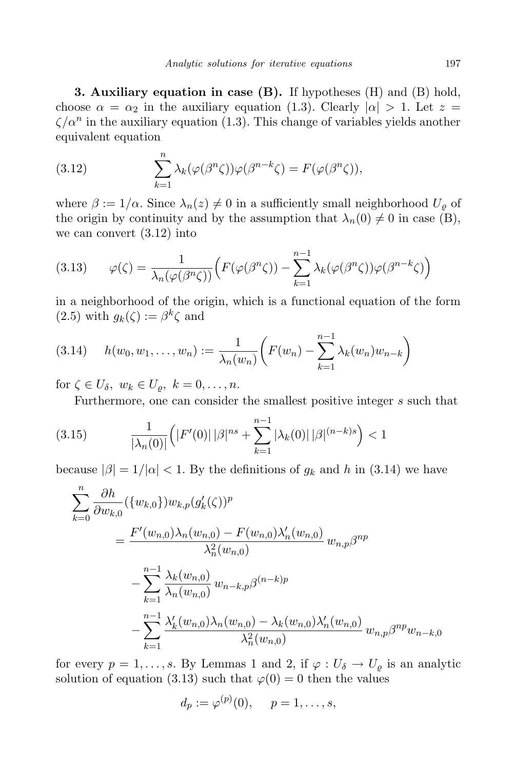**3. Auxiliary equation in case (B).** If hypotheses (H) and (B) hold, choose $\alpha = \alpha_2$ in the auxiliary equation (1.3). Clearly $|\alpha| > 1$. Let $z = \zeta/\alpha^n$ in the auxiliary equation (1.3). This change of variables yields another equivalent equation

$$\sum_{k=1}^{n} \lambda_k(\varphi(\beta^n\zeta))\varphi(\beta^{n-k}\zeta) = F(\varphi(\beta^n\zeta)), \tag{3.12}$$

where $\beta := 1/\alpha$. Since $\lambda_n(z) \neq 0$ in a sufficiently small neighborhood $U_\varrho$ of the origin by continuity and by the assumption that $\lambda_n(0) \neq 0$ in case (B), we can convert (3.12) into

$$\varphi(\zeta) = \frac{1}{\lambda_n(\varphi(\beta^n\zeta))}\Big(F(\varphi(\beta^n\zeta)) - \sum_{k=1}^{n-1} \lambda_k(\varphi(\beta^n\zeta))\varphi(\beta^{n-k}\zeta)\Big) \tag{3.13}$$

in a neighborhood of the origin, which is a functional equation of the form (2.5) with $g_k(\zeta) := \beta^k\zeta$ and

$$h(w_0, w_1, \ldots, w_n) := \frac{1}{\lambda_n(w_n)}\bigg(F(w_n) - \sum_{k=1}^{n-1} \lambda_k(w_n)w_{n-k}\bigg) \tag{3.14}$$

for $\zeta \in U_\delta,\ w_k \in U_\varrho,\ k = 0, \ldots, n$.

Furthermore, one can consider the smallest positive integer $s$ such that

$$\frac{1}{|\lambda_n(0)|}\Big(|F'(0)|\,|\beta|^{ns} + \sum_{k=1}^{n-1} |\lambda_k(0)|\,|\beta|^{(n-k)s}\Big) < 1 \tag{3.15}$$

because $|\beta| = 1/|\alpha| < 1$. By the definitions of $g_k$ and $h$ in (3.14) we have

$$\begin{aligned}
\sum_{k=0}^{n} \frac{\partial h}{\partial w_{k,0}}(\{w_{k,0}\})w_{k,p}(g_k'(\zeta))^p
&= \frac{F'(w_{n,0})\lambda_n(w_{n,0}) - F(w_{n,0})\lambda_n'(w_{n,0})}{\lambda_n^2(w_{n,0})}\, w_{n,p}\beta^{np} \\
&\quad - \sum_{k=1}^{n-1} \frac{\lambda_k(w_{n,0})}{\lambda_n(w_{n,0})}\, w_{n-k,p}\beta^{(n-k)p} \\
&\quad - \sum_{k=1}^{n-1} \frac{\lambda_k'(w_{n,0})\lambda_n(w_{n,0}) - \lambda_k(w_{n,0})\lambda_n'(w_{n,0})}{\lambda_n^2(w_{n,0})}\, w_{n,p}\beta^{np}w_{n-k,0}
\end{aligned}$$

for every $p = 1, \ldots, s$. By Lemmas 1 and 2, if $\varphi : U_\delta \to U_\varrho$ is an analytic solution of equation (3.13) such that $\varphi(0) = 0$ then the values

$$d_p := \varphi^{(p)}(0), \quad p = 1, \ldots, s,$$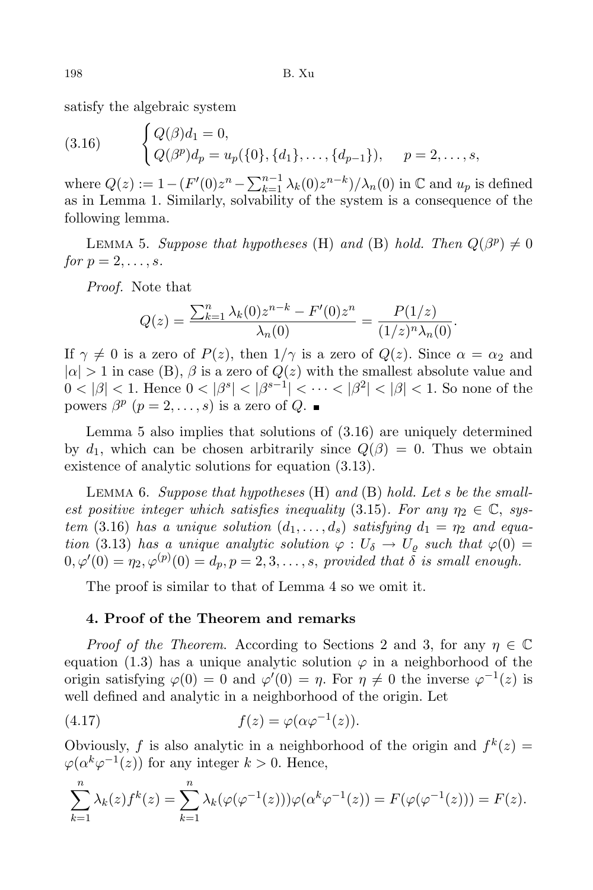satisfy the algebraic system

$$
\begin{cases} Q(\beta)d_1 = 0, \\ Q(\beta^p)d_p = u_p(\{0\}, \{d_1\}, \dots, \{d_{p-1}\}), \quad p = 2, \dots, s, \end{cases} \tag{3.16}
$$

where $Q(z) := 1 - (F'(0)z^n - \sum_{k=1}^{n-1} \lambda_k(0)z^{n-k})/\lambda_n(0)$ in $\mathbb{C}$ and $u_p$ is defined as in Lemma 1. Similarly, solvability of the system is a consequence of the following lemma.

LEMMA 5. *Suppose that hypotheses* (H) *and* (B) *hold. Then* $Q(\beta^p) \neq 0$ *for* $p = 2, \dots, s$.

*Proof.* Note that

$$
Q(z) = \frac{\sum_{k=1}^{n} \lambda_k(0)z^{n-k} - F'(0)z^n}{\lambda_n(0)} = \frac{P(1/z)}{(1/z)^n \lambda_n(0)}.
$$

If $\gamma \neq 0$ is a zero of $P(z)$, then $1/\gamma$ is a zero of $Q(z)$. Since $\alpha = \alpha_2$ and $|\alpha| > 1$ in case (B), $\beta$ is a zero of $Q(z)$ with the smallest absolute value and $0 < |\beta| < 1$. Hence $0 < |\beta^s| < |\beta^{s-1}| < \dots < |\beta^2| < |\beta| < 1$. So none of the powers $\beta^p$ $(p = 2, \dots, s)$ is a zero of $Q$. ∎

Lemma 5 also implies that solutions of (3.16) are uniquely determined by $d_1$, which can be chosen arbitrarily since $Q(\beta) = 0$. Thus we obtain existence of analytic solutions for equation (3.13).

LEMMA 6. *Suppose that hypotheses* (H) *and* (B) *hold. Let* $s$ *be the smallest positive integer which satisfies inequality* (3.15). *For any* $\eta_2 \in \mathbb{C}$, *system* (3.16) *has a unique solution* $(d_1, \dots, d_s)$ *satisfying* $d_1 = \eta_2$ *and equation* (3.13) *has a unique analytic solution* $\varphi : U_\delta \to U_\varrho$ *such that* $\varphi(0) = 0, \varphi'(0) = \eta_2, \varphi^{(p)}(0) = d_p, p = 2, 3, \dots, s$, *provided that* $\delta$ *is small enough.*

The proof is similar to that of Lemma 4 so we omit it.

## 4. Proof of the Theorem and remarks

*Proof of the Theorem.* According to Sections 2 and 3, for any $\eta \in \mathbb{C}$ equation (1.3) has a unique analytic solution $\varphi$ in a neighborhood of the origin satisfying $\varphi(0) = 0$ and $\varphi'(0) = \eta$. For $\eta \neq 0$ the inverse $\varphi^{-1}(z)$ is well defined and analytic in a neighborhood of the origin. Let

$$
f(z) = \varphi(\alpha\varphi^{-1}(z)). \tag{4.17}
$$

Obviously, $f$ is also analytic in a neighborhood of the origin and $f^k(z) = \varphi(\alpha^k \varphi^{-1}(z))$ for any integer $k > 0$. Hence,

$$
\sum_{k=1}^{n} \lambda_k(z) f^k(z) = \sum_{k=1}^{n} \lambda_k(\varphi(\varphi^{-1}(z)))\varphi(\alpha^k \varphi^{-1}(z)) = F(\varphi(\varphi^{-1}(z))) = F(z).
$$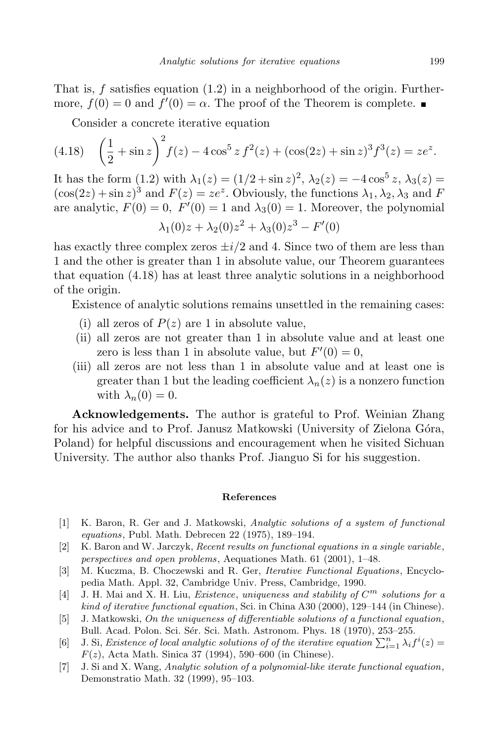That is, $f$ satisfies equation (1.2) in a neighborhood of the origin. Furthermore, $f(0) = 0$ and $f'(0) = \alpha$. The proof of the Theorem is complete. ∎

Consider a concrete iterative equation

$$\left(\frac{1}{2} + \sin z\right)^2 f(z) - 4\cos^5 z\, f^2(z) + (\cos(2z) + \sin z)^3 f^3(z) = ze^z. \tag{4.18}$$

It has the form (1.2) with $\lambda_1(z) = (1/2 + \sin z)^2$, $\lambda_2(z) = -4\cos^5 z$, $\lambda_3(z) = (\cos(2z) + \sin z)^3$ and $F(z) = ze^z$. Obviously, the functions $\lambda_1, \lambda_2, \lambda_3$ and $F$ are analytic, $F(0) = 0$, $F'(0) = 1$ and $\lambda_3(0) = 1$. Moreover, the polynomial

$$\lambda_1(0)z + \lambda_2(0)z^2 + \lambda_3(0)z^3 - F'(0)$$

has exactly three complex zeros $\pm i/2$ and 4. Since two of them are less than 1 and the other is greater than 1 in absolute value, our Theorem guarantees that equation (4.18) has at least three analytic solutions in a neighborhood of the origin.

Existence of analytic solutions remains unsettled in the remaining cases:

(i) all zeros of $P(z)$ are 1 in absolute value,

(ii) all zeros are not greater than 1 in absolute value and at least one zero is less than 1 in absolute value, but $F'(0) = 0$,

(iii) all zeros are not less than 1 in absolute value and at least one is greater than 1 but the leading coefficient $\lambda_n(z)$ is a nonzero function with $\lambda_n(0) = 0$.

**Acknowledgements.** The author is grateful to Prof. Weinian Zhang for his advice and to Prof. Janusz Matkowski (University of Zielona Góra, Poland) for helpful discussions and encouragement when he visited Sichuan University. The author also thanks Prof. Jianguo Si for his suggestion.

## References

[1] K. Baron, R. Ger and J. Matkowski, *Analytic solutions of a system of functional equations*, Publ. Math. Debrecen 22 (1975), 189–194.

[2] K. Baron and W. Jarczyk, *Recent results on functional equations in a single variable, perspectives and open problems*, Aequationes Math. 61 (2001), 1–48.

[3] M. Kuczma, B. Choczewski and R. Ger, *Iterative Functional Equations*, Encyclopedia Math. Appl. 32, Cambridge Univ. Press, Cambridge, 1990.

[4] J. H. Mai and X. H. Liu, *Existence, uniqueness and stability of $C^m$ solutions for a kind of iterative functional equation*, Sci. in China A30 (2000), 129–144 (in Chinese).

[5] J. Matkowski, *On the uniqueness of differentiable solutions of a functional equation*, Bull. Acad. Polon. Sci. Sér. Sci. Math. Astronom. Phys. 18 (1970), 253–255.

[6] J. Si, *Existence of local analytic solutions of of the iterative equation $\sum_{i=1}^{n} \lambda_i f^i(z) = F(z)$*, Acta Math. Sinica 37 (1994), 590–600 (in Chinese).

[7] J. Si and X. Wang, *Analytic solution of a polynomial-like iterate functional equation*, Demonstratio Math. 32 (1999), 95–103.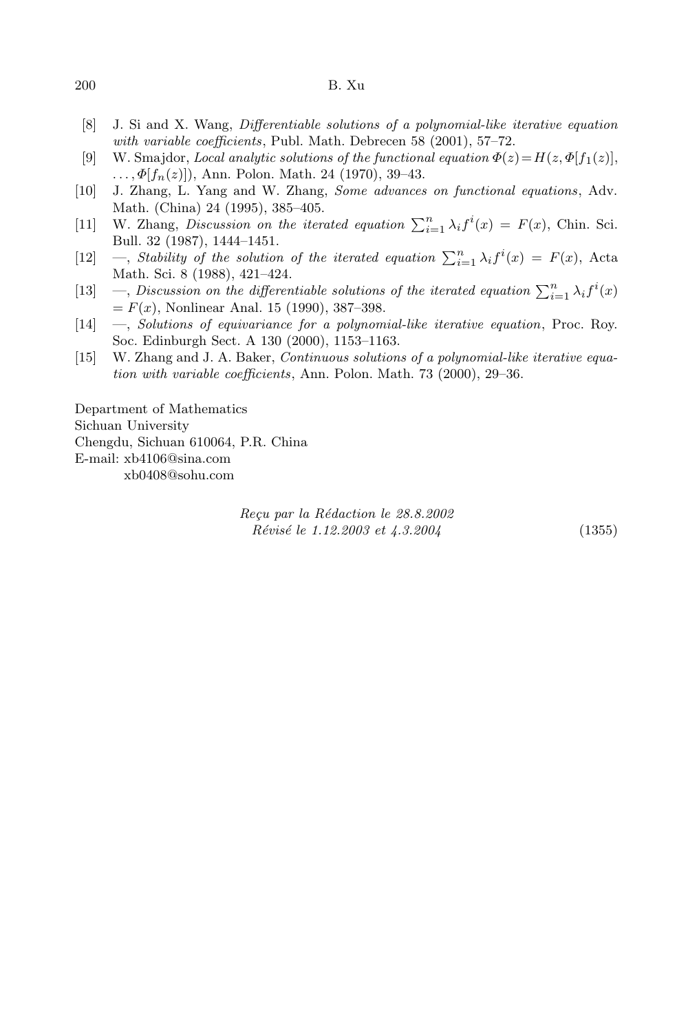[8] J. Si and X. Wang, *Differentiable solutions of a polynomial-like iterative equation with variable coefficients*, Publ. Math. Debrecen 58 (2001), 57–72.

[9] W. Smajdor, *Local analytic solutions of the functional equation* $\Phi(z)=H(z,\Phi[f_1(z)], \ldots, \Phi[f_n(z)])$, Ann. Polon. Math. 24 (1970), 39–43.

[10] J. Zhang, L. Yang and W. Zhang, *Some advances on functional equations*, Adv. Math. (China) 24 (1995), 385–405.

[11] W. Zhang, *Discussion on the iterated equation* $\sum_{i=1}^{n} \lambda_i f^i(x) = F(x)$, Chin. Sci. Bull. 32 (1987), 1444–1451.

[12] —, *Stability of the solution of the iterated equation* $\sum_{i=1}^{n} \lambda_i f^i(x) = F(x)$, Acta Math. Sci. 8 (1988), 421–424.

[13] —, *Discussion on the differentiable solutions of the iterated equation* $\sum_{i=1}^{n} \lambda_i f^i(x) = F(x)$, Nonlinear Anal. 15 (1990), 387–398.

[14] —, *Solutions of equivariance for a polynomial-like iterative equation*, Proc. Roy. Soc. Edinburgh Sect. A 130 (2000), 1153–1163.

[15] W. Zhang and J. A. Baker, *Continuous solutions of a polynomial-like iterative equation with variable coefficients*, Ann. Polon. Math. 73 (2000), 29–36.

Department of Mathematics
Sichuan University
Chengdu, Sichuan 610064, P.R. China
E-mail: xb4106@sina.com
xb0408@sohu.com

*Reçu par la Rédaction le 28.8.2002*
*Révisé le 1.12.2003 et 4.3.2004* (1355)